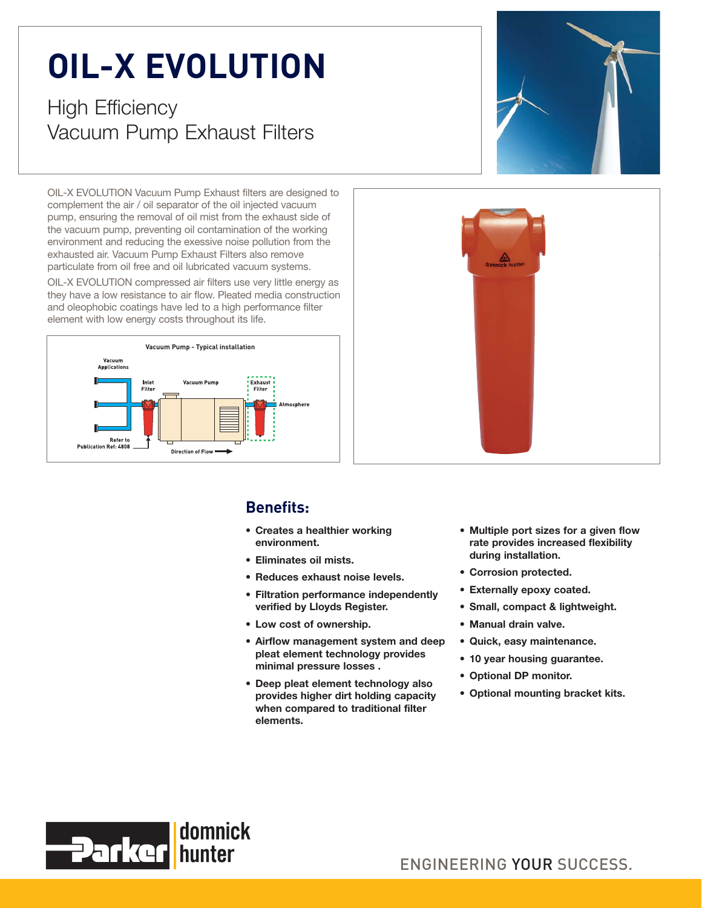# OIL-X EVOLUTION

## High Efficiency Vacuum Pump Exhaust Filters

OIL-X EVOLUTION Vacuum Pump Exhaust filters are designed to complement the air / oil separator of the oil injected vacuum pump, ensuring the removal of oil mist from the exhaust side of the vacuum pump, preventing oil contamination of the working environment and reducing the exessive noise pollution from the exhausted air. Vacuum Pump Exhaust Filters also remove particulate from oil free and oil lubricated vacuum systems.

OIL-X EVOLUTION compressed air filters use very little energy as they have a low resistance to air flow. Pleated media construction and oleophobic coatings have led to a high performance filter element with low energy costs throughout its life.

Vacuum Pump - Typical installation

Vacuum Applications | Inlet Filter | Vacuum Pump | Exhaust Filter | Atmosphere

Refer to Publication Ref: 4808

Direction of Flow →

## Benefits:

- Creates a healthier working environment.
- Eliminates oil mists.
- Reduces exhaust noise levels.
- Filtration performance independently verified by Lloyds Register.
- Low cost of ownership.
- Airflow management system and deep pleat element technology provides minimal pressure losses .
- Deep pleat element technology also provides higher dirt holding capacity when compared to traditional filter elements.
- Multiple port sizes for a given flow rate provides increased flexibility during installation.
- Corrosion protected.
- Externally epoxy coated.
- Small, compact & lightweight.
- Manual drain valve.
- Quick, easy maintenance.
- 10 year housing guarantee.
- Optional DP monitor.
- Optional mounting bracket kits.

Parker domnick hunter

ENGINEERING YOUR SUCCESS.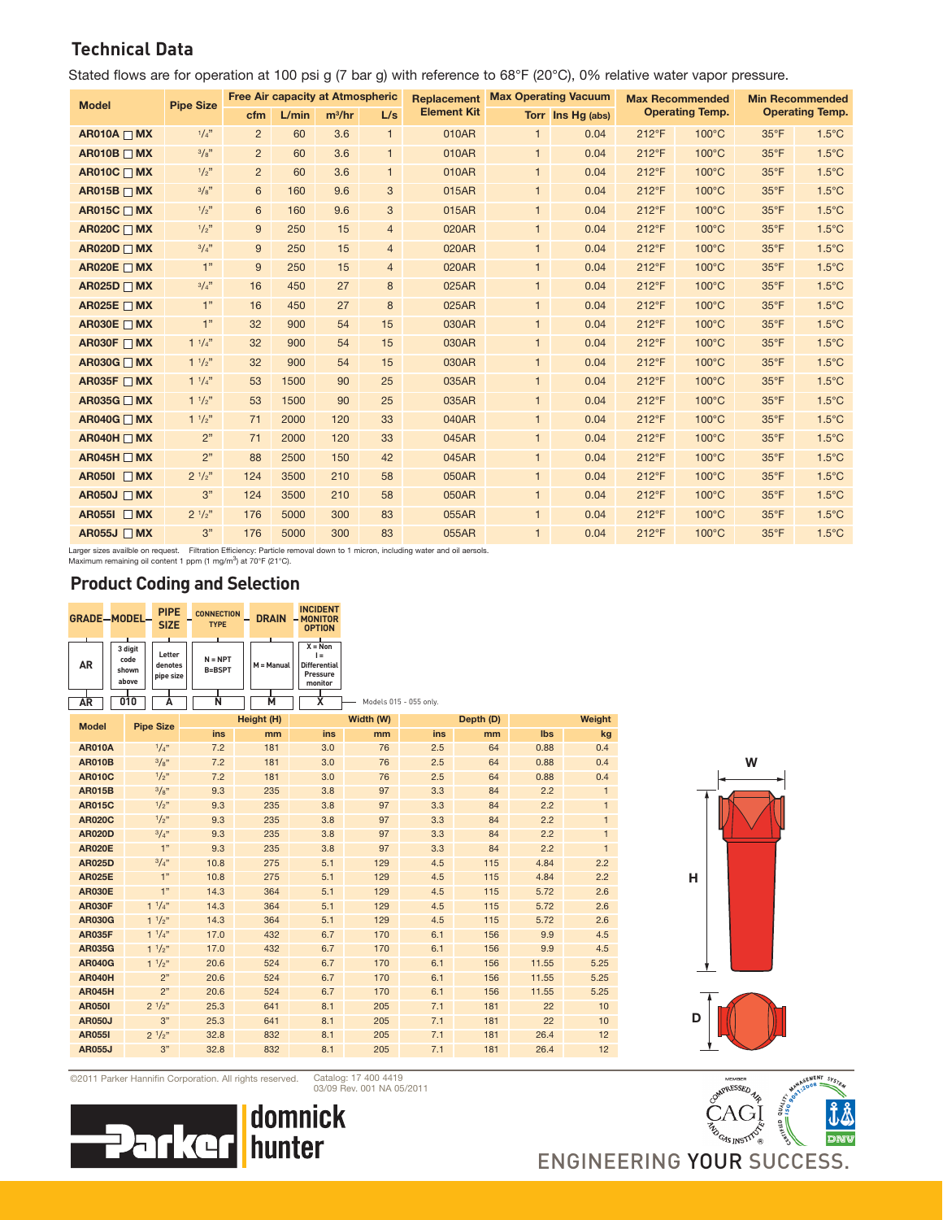## Technical Data

Stated flows are for operation at 100 psi g (7 bar g) with reference to 68°F (20°C), 0% relative water vapor pressure.

| Model | Pipe Size | Free Air capacity at Atmospheric | | | | Replacement Element Kit | Max Operating Vacuum | | Max Recommended Operating Temp. | | Min Recommended Operating Temp. | |
|---|---|---|---|---|---|---|---|---|---|---|---|---|
| | | cfm | L/min | m³/hr | L/s | | Torr | Ins Hg (abs) | | | | |
| AR010A ☐ MX | 1/4" | 2 | 60 | 3.6 | 1 | 010AR | 1 | 0.04 | 212°F | 100°C | 35°F | 1.5°C |
| AR010B ☐ MX | 3/8" | 2 | 60 | 3.6 | 1 | 010AR | 1 | 0.04 | 212°F | 100°C | 35°F | 1.5°C |
| AR010C ☐ MX | 1/2" | 2 | 60 | 3.6 | 1 | 010AR | 1 | 0.04 | 212°F | 100°C | 35°F | 1.5°C |
| AR015B ☐ MX | 3/8" | 6 | 160 | 9.6 | 3 | 015AR | 1 | 0.04 | 212°F | 100°C | 35°F | 1.5°C |
| AR015C ☐ MX | 1/2" | 6 | 160 | 9.6 | 3 | 015AR | 1 | 0.04 | 212°F | 100°C | 35°F | 1.5°C |
| AR020C ☐ MX | 1/2" | 9 | 250 | 15 | 4 | 020AR | 1 | 0.04 | 212°F | 100°C | 35°F | 1.5°C |
| AR020D ☐ MX | 3/4" | 9 | 250 | 15 | 4 | 020AR | 1 | 0.04 | 212°F | 100°C | 35°F | 1.5°C |
| AR020E ☐ MX | 1" | 9 | 250 | 15 | 4 | 020AR | 1 | 0.04 | 212°F | 100°C | 35°F | 1.5°C |
| AR025D ☐ MX | 3/4" | 16 | 450 | 27 | 8 | 025AR | 1 | 0.04 | 212°F | 100°C | 35°F | 1.5°C |
| AR025E ☐ MX | 1" | 16 | 450 | 27 | 8 | 025AR | 1 | 0.04 | 212°F | 100°C | 35°F | 1.5°C |
| AR030E ☐ MX | 1" | 32 | 900 | 54 | 15 | 030AR | 1 | 0.04 | 212°F | 100°C | 35°F | 1.5°C |
| AR030F ☐ MX | 1 1/4" | 32 | 900 | 54 | 15 | 030AR | 1 | 0.04 | 212°F | 100°C | 35°F | 1.5°C |
| AR030G ☐ MX | 1 1/2" | 32 | 900 | 54 | 15 | 030AR | 1 | 0.04 | 212°F | 100°C | 35°F | 1.5°C |
| AR035F ☐ MX | 1 1/4" | 53 | 1500 | 90 | 25 | 035AR | 1 | 0.04 | 212°F | 100°C | 35°F | 1.5°C |
| AR035G ☐ MX | 1 1/2" | 53 | 1500 | 90 | 25 | 035AR | 1 | 0.04 | 212°F | 100°C | 35°F | 1.5°C |
| AR040G ☐ MX | 1 1/2" | 71 | 2000 | 120 | 33 | 040AR | 1 | 0.04 | 212°F | 100°C | 35°F | 1.5°C |
| AR040H ☐ MX | 2" | 71 | 2000 | 120 | 33 | 045AR | 1 | 0.04 | 212°F | 100°C | 35°F | 1.5°C |
| AR045H ☐ MX | 2" | 88 | 2500 | 150 | 42 | 045AR | 1 | 0.04 | 212°F | 100°C | 35°F | 1.5°C |
| AR050I ☐ MX | 2 1/2" | 124 | 3500 | 210 | 58 | 050AR | 1 | 0.04 | 212°F | 100°C | 35°F | 1.5°C |
| AR050J ☐ MX | 3" | 124 | 3500 | 210 | 58 | 050AR | 1 | 0.04 | 212°F | 100°C | 35°F | 1.5°C |
| AR055I ☐ MX | 2 1/2" | 176 | 5000 | 300 | 83 | 055AR | 1 | 0.04 | 212°F | 100°C | 35°F | 1.5°C |
| AR055J ☐ MX | 3" | 176 | 5000 | 300 | 83 | 055AR | 1 | 0.04 | 212°F | 100°C | 35°F | 1.5°C |

Larger sizes availble on request. Filtration Efficiency: Particle removal down to 1 micron, including water and oil aersols.
Maximum remaining oil content 1 ppm (1 mg/m³) at 70°F (21°C).

## Product Coding and Selection

| GRADE | MODEL | PIPE SIZE | CONNECTION TYPE | DRAIN | INCIDENT MONITOR OPTION |
|---|---|---|---|---|---|
| AR | 3 digit code shown above | Letter denotes pipe size | N = NPT B=BSPT | M = Manual | X = Non I = Differential Pressure monitor |
| AR | 010 | A | N | M | X |

Models 015 - 055 only.

| Model | Pipe Size | Height (H) | | Width (W) | | Depth (D) | | Weight | |
|---|---|---|---|---|---|---|---|---|---|
| | | ins | mm | ins | mm | ins | mm | lbs | kg |
| AR010A | 1/4" | 7.2 | 181 | 3.0 | 76 | 2.5 | 64 | 0.88 | 0.4 |
| AR010B | 3/8" | 7.2 | 181 | 3.0 | 76 | 2.5 | 64 | 0.88 | 0.4 |
| AR010C | 1/2" | 7.2 | 181 | 3.0 | 76 | 2.5 | 64 | 0.88 | 0.4 |
| AR015B | 3/8" | 9.3 | 235 | 3.8 | 97 | 3.3 | 84 | 2.2 | 1 |
| AR015C | 1/2" | 9.3 | 235 | 3.8 | 97 | 3.3 | 84 | 2.2 | 1 |
| AR020C | 1/2" | 9.3 | 235 | 3.8 | 97 | 3.3 | 84 | 2.2 | 1 |
| AR020D | 3/4" | 9.3 | 235 | 3.8 | 97 | 3.3 | 84 | 2.2 | 1 |
| AR020E | 1" | 9.3 | 235 | 3.8 | 97 | 3.3 | 84 | 2.2 | 1 |
| AR025D | 3/4" | 10.8 | 275 | 5.1 | 129 | 4.5 | 115 | 4.84 | 2.2 |
| AR025E | 1" | 10.8 | 275 | 5.1 | 129 | 4.5 | 115 | 4.84 | 2.2 |
| AR030E | 1" | 14.3 | 364 | 5.1 | 129 | 4.5 | 115 | 5.72 | 2.6 |
| AR030F | 1 1/4" | 14.3 | 364 | 5.1 | 129 | 4.5 | 115 | 5.72 | 2.6 |
| AR030G | 1 1/2" | 14.3 | 364 | 5.1 | 129 | 4.5 | 115 | 5.72 | 2.6 |
| AR035F | 1 1/4" | 17.0 | 432 | 6.7 | 170 | 6.1 | 156 | 9.9 | 4.5 |
| AR035G | 1 1/2" | 17.0 | 432 | 6.7 | 170 | 6.1 | 156 | 9.9 | 4.5 |
| AR040G | 1 1/2" | 20.6 | 524 | 6.7 | 170 | 6.1 | 156 | 11.55 | 5.25 |
| AR040H | 2" | 20.6 | 524 | 6.7 | 170 | 6.1 | 156 | 11.55 | 5.25 |
| AR045H | 2" | 20.6 | 524 | 6.7 | 170 | 6.1 | 156 | 11.55 | 5.25 |
| AR050I | 2 1/2" | 25.3 | 641 | 8.1 | 205 | 7.1 | 181 | 22 | 10 |
| AR050J | 3" | 25.3 | 641 | 8.1 | 205 | 7.1 | 181 | 22 | 10 |
| AR055I | 2 1/2" | 32.8 | 832 | 8.1 | 205 | 7.1 | 181 | 26.4 | 12 |
| AR055J | 3" | 32.8 | 832 | 8.1 | 205 | 7.1 | 181 | 26.4 | 12 |

W

H

D

©2011 Parker Hannifin Corporation. All rights reserved.

Catalog: 17 400 4419
03/09 Rev. 001 NA 05/2011

ENGINEERING YOUR SUCCESS.